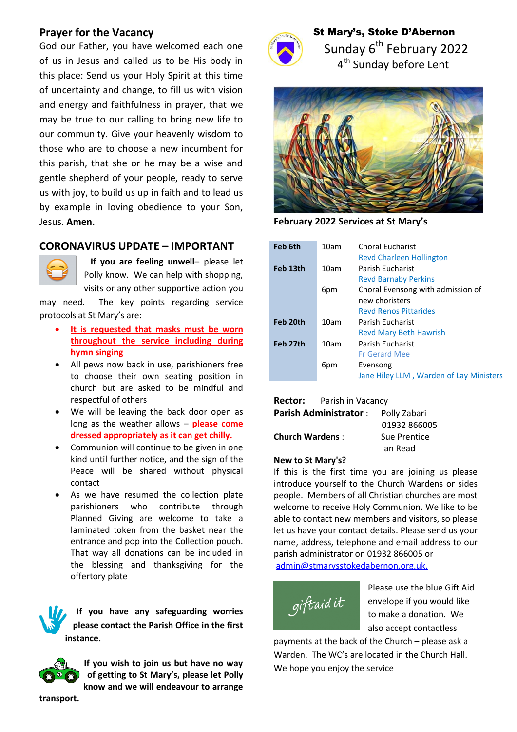## Prayer for the Vacancy

God our Father, you have welcomed each one of us in Jesus and called us to be His body in this place: Send us your Holy Spirit at this time of uncertainty and change, to fill us with vision and energy and faithfulness in prayer, that we may be true to our calling to bring new life to our community. Give your heavenly wisdom to those who are to choose a new incumbent for this parish, that she or he may be a wise and gentle shepherd of your people, ready to serve us with joy, to build us up in faith and to lead us by example in loving obedience to your Son, Jesus. **Amen.**

## CORONAVIRUS UPDATE – IMPORTANT

**If you are feeling unwell**– please let Polly know. We can help with shopping, visits or any other supportive action you may need. The key points regarding service protocols at St Mary's are:

- **It is requested that masks must be worn throughout the service including during hymn singing**
- All pews now back in use, parishioners free to choose their own seating position in church but are asked to be mindful and respectful of others
- We will be leaving the back door open as long as the weather allows – **please come dressed appropriately as it can get chilly.**
- Communion will continue to be given in one kind until further notice, and the sign of the Peace will be shared without physical contact
- As we have resumed the collection plate parishioners who contribute through Planned Giving are welcome to take a laminated token from the basket near the entrance and pop into the Collection pouch. That way all donations can be included in the blessing and thanksgiving for the offertory plate

**If you have any safeguarding worries please contact the Parish Office in the first instance.**

**If you wish to join us but have no way of getting to St Mary's, please let Polly know and we will endeavour to arrange transport.**

# St Mary's, Stoke D'Abernon

Sunday 6th February 2022

4th Sunday before Lent

**February 2022 Services at St Mary's**

| | | |
|---|---|---|
| **Feb 6th** | 10am | Choral Eucharist<br>Revd Charleen Hollington |
| **Feb 13th** | 10am | Parish Eucharist<br>Revd Barnaby Perkins |
| | 6pm | Choral Evensong with admission of new choristers<br>Revd Renos Pittarides |
| **Feb 20th** | 10am | Parish Eucharist<br>Revd Mary Beth Hawrish |
| **Feb 27th** | 10am | Parish Eucharist<br>Fr Gerard Mee |
| | 6pm | Evensong<br>Jane Hiley LLM , Warden of Lay Ministers |

**Rector:** Parish in Vacancy

**Parish Administrator** : Polly Zabari
01932 866005

**Church Wardens** : Sue Prentice
Ian Read

**New to St Mary's?**

If this is the first time you are joining us please introduce yourself to the Church Wardens or sides people. Members of all Christian churches are most welcome to receive Holy Communion. We like to be able to contact new members and visitors, so please let us have your contact details. Please send us your name, address, telephone and email address to our parish administrator on 01932 866005 or admin@stmarysstokedabernon.org.uk.

Please use the blue Gift Aid envelope if you would like to make a donation. We also accept contactless payments at the back of the Church – please ask a Warden. The WC's are located in the Church Hall. We hope you enjoy the service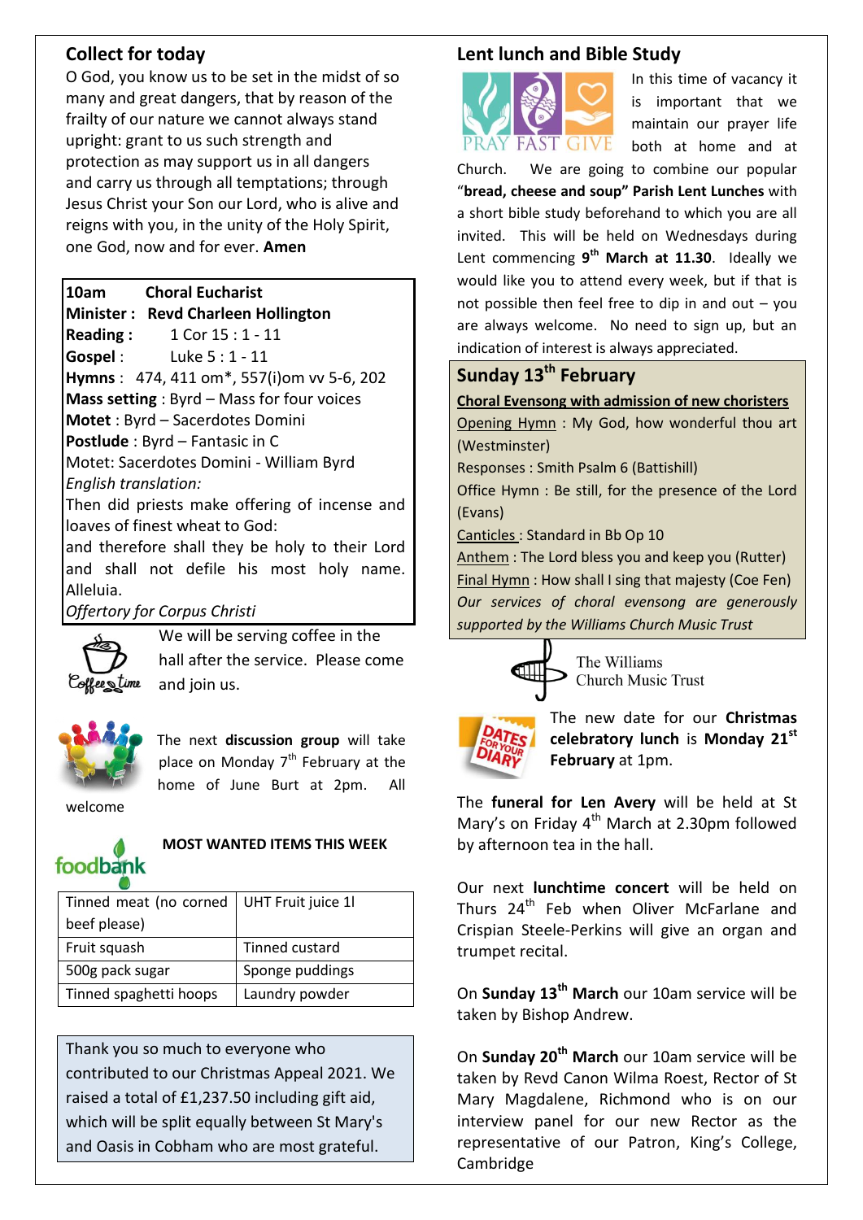## Collect for today

O God, you know us to be set in the midst of so many and great dangers, that by reason of the frailty of our nature we cannot always stand upright: grant to us such strength and protection as may support us in all dangers and carry us through all temptations; through Jesus Christ your Son our Lord, who is alive and reigns with you, in the unity of the Holy Spirit, one God, now and for ever. **Amen**

**10am Choral Eucharist**
**Minister : Revd Charleen Hollington**
**Reading :** 1 Cor 15 : 1 - 11
**Gospel** : Luke 5 : 1 - 11
**Hymns** : 474, 411 om*, 557(i)om vv 5-6, 202
**Mass setting** : Byrd – Mass for four voices
**Motet** : Byrd – Sacerdotes Domini
**Postlude** : Byrd – Fantasic in C

Motet: Sacerdotes Domini - William Byrd
*English translation:*
Then did priests make offering of incense and loaves of finest wheat to God:
and therefore shall they be holy to their Lord and shall not defile his most holy name. Alleluia.
*Offertory for Corpus Christi*

We will be serving coffee in the hall after the service. Please come and join us.

The next **discussion group** will take place on Monday 7th February at the home of June Burt at 2pm. All welcome

**MOST WANTED ITEMS THIS WEEK**

| | |
|---|---|
| Tinned meat (no corned beef please) | UHT Fruit juice 1l |
| Fruit squash | Tinned custard |
| 500g pack sugar | Sponge puddings |
| Tinned spaghetti hoops | Laundry powder |

Thank you so much to everyone who contributed to our Christmas Appeal 2021. We raised a total of £1,237.50 including gift aid, which will be split equally between St Mary's and Oasis in Cobham who are most grateful.

## Lent lunch and Bible Study

PRAY FAST GIVE

In this time of vacancy it is important that we maintain our prayer life both at home and at Church. We are going to combine our popular "**bread, cheese and soup" Parish Lent Lunches** with a short bible study beforehand to which you are all invited. This will be held on Wednesdays during Lent commencing **9th March at 11.30**. Ideally we would like you to attend every week, but if that is not possible then feel free to dip in and out – you are always welcome. No need to sign up, but an indication of interest is always appreciated.

## Sunday 13th February

**Choral Evensong with admission of new choristers**

Opening Hymn : My God, how wonderful thou art (Westminster)
Responses : Smith Psalm 6 (Battishill)
Office Hymn : Be still, for the presence of the Lord (Evans)
Canticles : Standard in Bb Op 10
Anthem : The Lord bless you and keep you (Rutter)
Final Hymn : How shall I sing that majesty (Coe Fen)

*Our services of choral evensong are generously supported by the Williams Church Music Trust*

The Williams Church Music Trust

The new date for our **Christmas celebratory lunch** is **Monday 21st February** at 1pm.

The **funeral for Len Avery** will be held at St Mary's on Friday 4th March at 2.30pm followed by afternoon tea in the hall.

Our next **lunchtime concert** will be held on Thurs 24th Feb when Oliver McFarlane and Crispian Steele-Perkins will give an organ and trumpet recital.

On **Sunday 13th March** our 10am service will be taken by Bishop Andrew.

On **Sunday 20th March** our 10am service will be taken by Revd Canon Wilma Roest, Rector of St Mary Magdalene, Richmond who is on our interview panel for our new Rector as the representative of our Patron, King's College, Cambridge